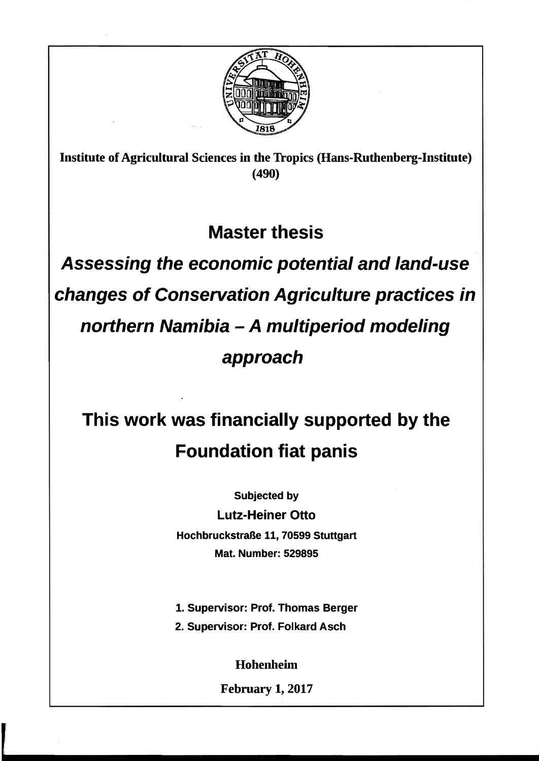**Institute of Agricultural Sciences in the Tropics (Hans-Ruthenberg-Institute) (490)**

# Master thesis

## *Assessing the economic potential and land-use changes of Conservation Agriculture practices in northern Namibia – A multiperiod modeling approach*

## This work was financially supported by the Foundation fiat panis

**Subjected by**

**Lutz-Heiner Otto**

**Hochbruckstraße 11, 70599 Stuttgart**

**Mat. Number: 529895**

**1. Supervisor: Prof. Thomas Berger**

**2. Supervisor: Prof. Folkard Asch**

**Hohenheim**

**February 1, 2017**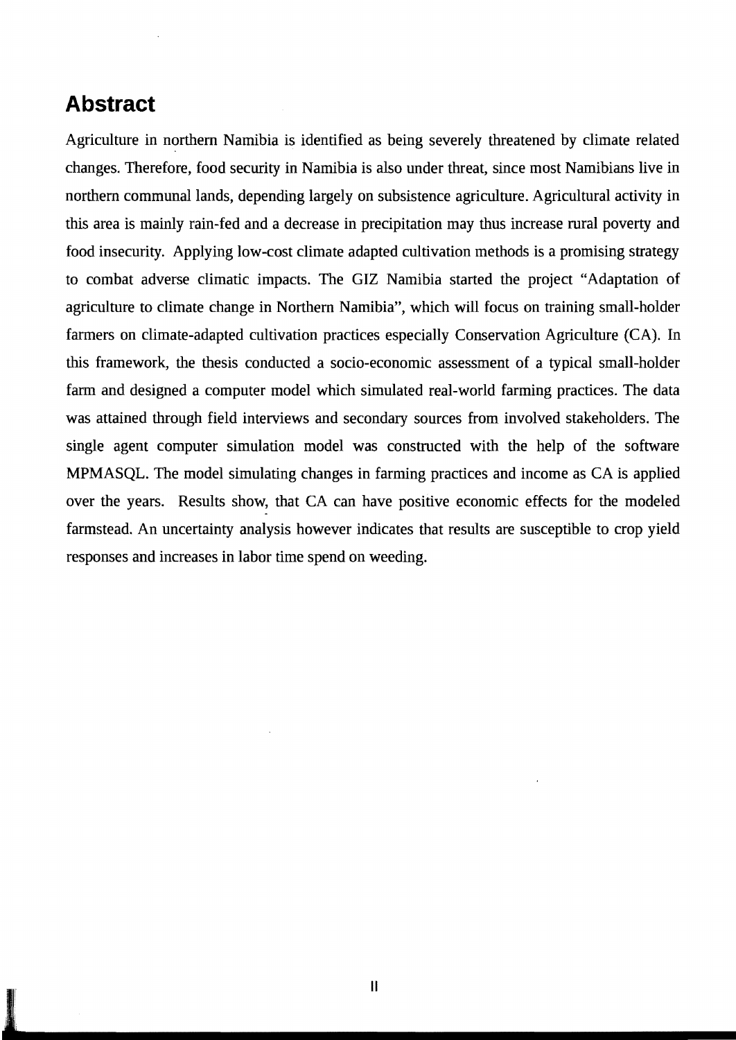## Abstract

Agriculture in northern Namibia is identified as being severely threatened by climate related changes. Therefore, food security in Namibia is also under threat, since most Namibians live in northern communal lands, depending largely on subsistence agriculture. Agricultural activity in this area is mainly rain-fed and a decrease in precipitation may thus increase rural poverty and food insecurity. Applying low-cost climate adapted cultivation methods is a promising strategy to combat adverse climatic impacts. The GIZ Namibia started the project "Adaptation of agriculture to climate change in Northern Namibia", which will focus on training small-holder farmers on climate-adapted cultivation practices especially Conservation Agriculture (CA). In this framework, the thesis conducted a socio-economic assessment of a typical small-holder farm and designed a computer model which simulated real-world farming practices. The data was attained through field interviews and secondary sources from involved stakeholders. The single agent computer simulation model was constructed with the help of the software MPMASQL. The model simulating changes in farming practices and income as CA is applied over the years. Results show, that CA can have positive economic effects for the modeled farmstead. An uncertainty analysis however indicates that results are susceptible to crop yield responses and increases in labor time spend on weeding.